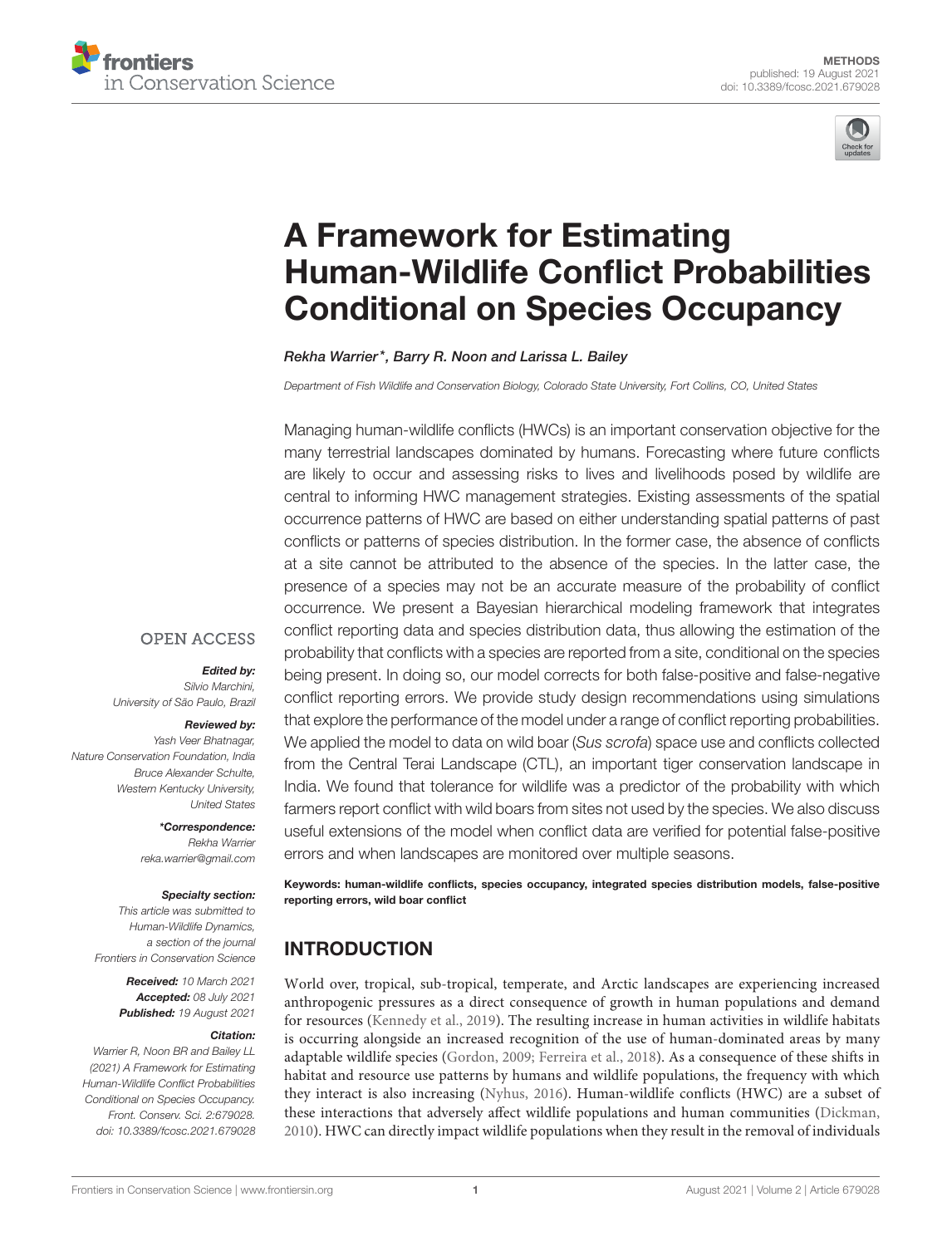METHODS
published: 19 August 2021
doi: 10.3389/fcosc.2021.679028

# A Framework for Estimating Human-Wildlife Conflict Probabilities Conditional on Species Occupancy

*Rekha Warrier\*, Barry R. Noon and Larissa L. Bailey*

*Department of Fish Wildlife and Conservation Biology, Colorado State University, Fort Collins, CO, United States*

OPEN ACCESS

***Edited by:***
*Silvio Marchini, University of São Paulo, Brazil*

***Reviewed by:***
*Yash Veer Bhatnagar, Nature Conservation Foundation, India*
*Bruce Alexander Schulte, Western Kentucky University, United States*

***\*Correspondence:***
*Rekha Warrier*
*reka.warrier@gmail.com*

***Specialty section:***
*This article was submitted to Human-Wildlife Dynamics, a section of the journal Frontiers in Conservation Science*

***Received:*** *10 March 2021*
***Accepted:*** *08 July 2021*
***Published:*** *19 August 2021*

***Citation:***
*Warrier R, Noon BR and Bailey LL (2021) A Framework for Estimating Human-Wildlife Conflict Probabilities Conditional on Species Occupancy. Front. Conserv. Sci. 2:679028. doi: 10.3389/fcosc.2021.679028*

Managing human-wildlife conflicts (HWCs) is an important conservation objective for the many terrestrial landscapes dominated by humans. Forecasting where future conflicts are likely to occur and assessing risks to lives and livelihoods posed by wildlife are central to informing HWC management strategies. Existing assessments of the spatial occurrence patterns of HWC are based on either understanding spatial patterns of past conflicts or patterns of species distribution. In the former case, the absence of conflicts at a site cannot be attributed to the absence of the species. In the latter case, the presence of a species may not be an accurate measure of the probability of conflict occurrence. We present a Bayesian hierarchical modeling framework that integrates conflict reporting data and species distribution data, thus allowing the estimation of the probability that conflicts with a species are reported from a site, conditional on the species being present. In doing so, our model corrects for both false-positive and false-negative conflict reporting errors. We provide study design recommendations using simulations that explore the performance of the model under a range of conflict reporting probabilities. We applied the model to data on wild boar (*Sus scrofa*) space use and conflicts collected from the Central Terai Landscape (CTL), an important tiger conservation landscape in India. We found that tolerance for wildlife was a predictor of the probability with which farmers report conflict with wild boars from sites not used by the species. We also discuss useful extensions of the model when conflict data are verified for potential false-positive errors and when landscapes are monitored over multiple seasons.

**Keywords: human-wildlife conflicts, species occupancy, integrated species distribution models, false-positive reporting errors, wild boar conflict**

## INTRODUCTION

World over, tropical, sub-tropical, temperate, and Arctic landscapes are experiencing increased anthropogenic pressures as a direct consequence of growth in human populations and demand for resources (Kennedy et al., 2019). The resulting increase in human activities in wildlife habitats is occurring alongside an increased recognition of the use of human-dominated areas by many adaptable wildlife species (Gordon, 2009; Ferreira et al., 2018). As a consequence of these shifts in habitat and resource use patterns by humans and wildlife populations, the frequency with which they interact is also increasing (Nyhus, 2016). Human-wildlife conflicts (HWC) are a subset of these interactions that adversely affect wildlife populations and human communities (Dickman, 2010). HWC can directly impact wildlife populations when they result in the removal of individuals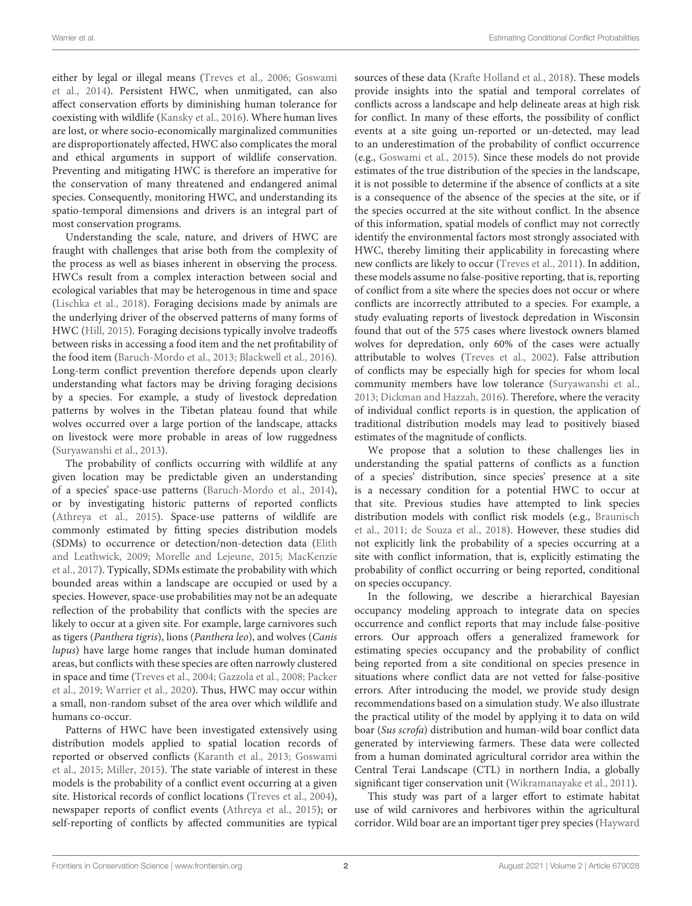either by legal or illegal means (Treves et al., 2006; Goswami et al., 2014). Persistent HWC, when unmitigated, can also affect conservation efforts by diminishing human tolerance for coexisting with wildlife (Kansky et al., 2016). Where human lives are lost, or where socio-economically marginalized communities are disproportionately affected, HWC also complicates the moral and ethical arguments in support of wildlife conservation. Preventing and mitigating HWC is therefore an imperative for the conservation of many threatened and endangered animal species. Consequently, monitoring HWC, and understanding its spatio-temporal dimensions and drivers is an integral part of most conservation programs.

Understanding the scale, nature, and drivers of HWC are fraught with challenges that arise both from the complexity of the process as well as biases inherent in observing the process. HWCs result from a complex interaction between social and ecological variables that may be heterogenous in time and space (Lischka et al., 2018). Foraging decisions made by animals are the underlying driver of the observed patterns of many forms of HWC (Hill, 2015). Foraging decisions typically involve tradeoffs between risks in accessing a food item and the net profitability of the food item (Baruch-Mordo et al., 2013; Blackwell et al., 2016). Long-term conflict prevention therefore depends upon clearly understanding what factors may be driving foraging decisions by a species. For example, a study of livestock depredation patterns by wolves in the Tibetan plateau found that while wolves occurred over a large portion of the landscape, attacks on livestock were more probable in areas of low ruggedness (Suryawanshi et al., 2013).

The probability of conflicts occurring with wildlife at any given location may be predictable given an understanding of a species' space-use patterns (Baruch-Mordo et al., 2014), or by investigating historic patterns of reported conflicts (Athreya et al., 2015). Space-use patterns of wildlife are commonly estimated by fitting species distribution models (SDMs) to occurrence or detection/non-detection data (Elith and Leathwick, 2009; Morelle and Lejeune, 2015; MacKenzie et al., 2017). Typically, SDMs estimate the probability with which bounded areas within a landscape are occupied or used by a species. However, space-use probabilities may not be an adequate reflection of the probability that conflicts with the species are likely to occur at a given site. For example, large carnivores such as tigers (*Panthera tigris*), lions (*Panthera leo*), and wolves (*Canis lupus*) have large home ranges that include human dominated areas, but conflicts with these species are often narrowly clustered in space and time (Treves et al., 2004; Gazzola et al., 2008; Packer et al., 2019; Warrier et al., 2020). Thus, HWC may occur within a small, non-random subset of the area over which wildlife and humans co-occur.

Patterns of HWC have been investigated extensively using distribution models applied to spatial location records of reported or observed conflicts (Karanth et al., 2013; Goswami et al., 2015; Miller, 2015). The state variable of interest in these models is the probability of a conflict event occurring at a given site. Historical records of conflict locations (Treves et al., 2004), newspaper reports of conflict events (Athreya et al., 2015); or self-reporting of conflicts by affected communities are typical sources of these data (Krafte Holland et al., 2018). These models provide insights into the spatial and temporal correlates of conflicts across a landscape and help delineate areas at high risk for conflict. In many of these efforts, the possibility of conflict events at a site going un-reported or un-detected, may lead to an underestimation of the probability of conflict occurrence (e.g., Goswami et al., 2015). Since these models do not provide estimates of the true distribution of the species in the landscape, it is not possible to determine if the absence of conflicts at a site is a consequence of the absence of the species at the site, or if the species occurred at the site without conflict. In the absence of this information, spatial models of conflict may not correctly identify the environmental factors most strongly associated with HWC, thereby limiting their applicability in forecasting where new conflicts are likely to occur (Treves et al., 2011). In addition, these models assume no false-positive reporting, that is, reporting of conflict from a site where the species does not occur or where conflicts are incorrectly attributed to a species. For example, a study evaluating reports of livestock depredation in Wisconsin found that out of the 575 cases where livestock owners blamed wolves for depredation, only 60% of the cases were actually attributable to wolves (Treves et al., 2002). False attribution of conflicts may be especially high for species for whom local community members have low tolerance (Suryawanshi et al., 2013; Dickman and Hazzah, 2016). Therefore, where the veracity of individual conflict reports is in question, the application of traditional distribution models may lead to positively biased estimates of the magnitude of conflicts.

We propose that a solution to these challenges lies in understanding the spatial patterns of conflicts as a function of a species' distribution, since species' presence at a site is a necessary condition for a potential HWC to occur at that site. Previous studies have attempted to link species distribution models with conflict risk models (e.g., Braunisch et al., 2011; de Souza et al., 2018). However, these studies did not explicitly link the probability of a species occurring at a site with conflict information, that is, explicitly estimating the probability of conflict occurring or being reported, conditional on species occupancy.

In the following, we describe a hierarchical Bayesian occupancy modeling approach to integrate data on species occurrence and conflict reports that may include false-positive errors. Our approach offers a generalized framework for estimating species occupancy and the probability of conflict being reported from a site conditional on species presence in situations where conflict data are not vetted for false-positive errors. After introducing the model, we provide study design recommendations based on a simulation study. We also illustrate the practical utility of the model by applying it to data on wild boar (*Sus scrofa*) distribution and human-wild boar conflict data generated by interviewing farmers. These data were collected from a human dominated agricultural corridor area within the Central Terai Landscape (CTL) in northern India, a globally significant tiger conservation unit (Wikramanayake et al., 2011).

This study was part of a larger effort to estimate habitat use of wild carnivores and herbivores within the agricultural corridor. Wild boar are an important tiger prey species (Hayward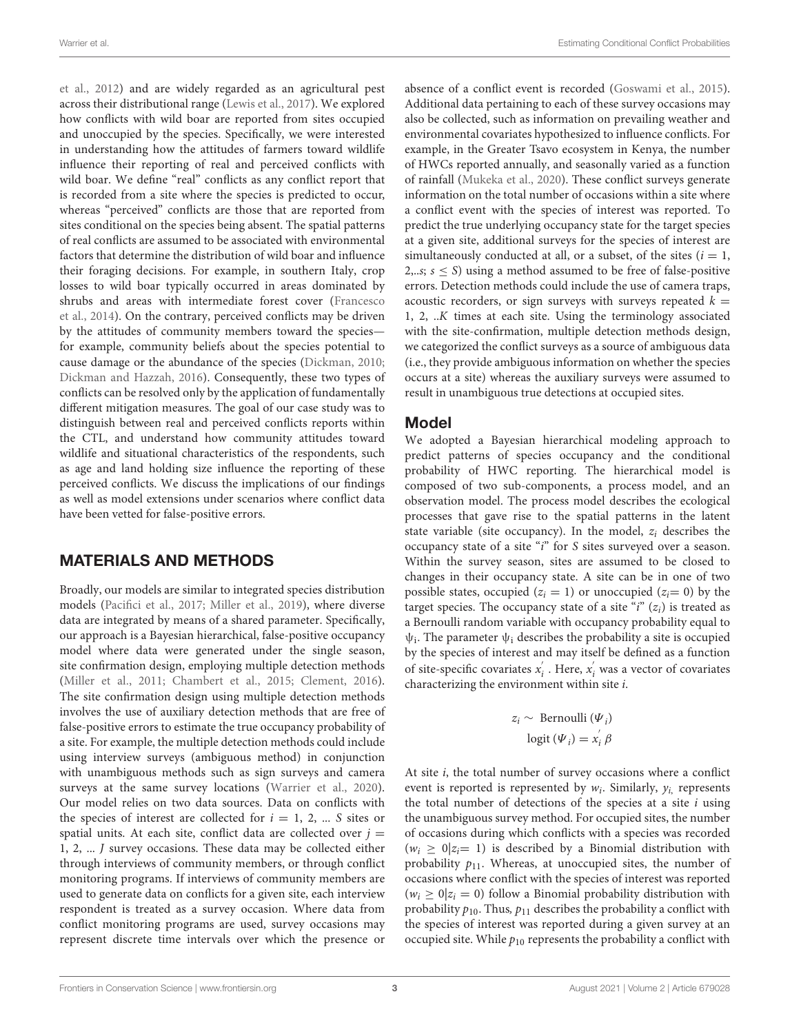et al., 2012) and are widely regarded as an agricultural pest across their distributional range (Lewis et al., 2017). We explored how conflicts with wild boar are reported from sites occupied and unoccupied by the species. Specifically, we were interested in understanding how the attitudes of farmers toward wildlife influence their reporting of real and perceived conflicts with wild boar. We define "real" conflicts as any conflict report that is recorded from a site where the species is predicted to occur, whereas "perceived" conflicts are those that are reported from sites conditional on the species being absent. The spatial patterns of real conflicts are assumed to be associated with environmental factors that determine the distribution of wild boar and influence their foraging decisions. For example, in southern Italy, crop losses to wild boar typically occurred in areas dominated by shrubs and areas with intermediate forest cover (Francesco et al., 2014). On the contrary, perceived conflicts may be driven by the attitudes of community members toward the species—for example, community beliefs about the species potential to cause damage or the abundance of the species (Dickman, 2010; Dickman and Hazzah, 2016). Consequently, these two types of conflicts can be resolved only by the application of fundamentally different mitigation measures. The goal of our case study was to distinguish between real and perceived conflicts reports within the CTL, and understand how community attitudes toward wildlife and situational characteristics of the respondents, such as age and land holding size influence the reporting of these perceived conflicts. We discuss the implications of our findings as well as model extensions under scenarios where conflict data have been vetted for false-positive errors.

## MATERIALS AND METHODS

Broadly, our models are similar to integrated species distribution models (Pacifici et al., 2017; Miller et al., 2019), where diverse data are integrated by means of a shared parameter. Specifically, our approach is a Bayesian hierarchical, false-positive occupancy model where data were generated under the single season, site confirmation design, employing multiple detection methods (Miller et al., 2011; Chambert et al., 2015; Clement, 2016). The site confirmation design using multiple detection methods involves the use of auxiliary detection methods that are free of false-positive errors to estimate the true occupancy probability of a site. For example, the multiple detection methods could include using interview surveys (ambiguous method) in conjunction with unambiguous methods such as sign surveys and camera surveys at the same survey locations (Warrier et al., 2020). Our model relies on two data sources. Data on conflicts with the species of interest are collected for $i = 1, 2, ... S$ sites or spatial units. At each site, conflict data are collected over $j = 1, 2, ... J$ survey occasions. These data may be collected either through interviews of community members, or through conflict monitoring programs. If interviews of community members are used to generate data on conflicts for a given site, each interview respondent is treated as a survey occasion. Where data from conflict monitoring programs are used, survey occasions may represent discrete time intervals over which the presence or absence of a conflict event is recorded (Goswami et al., 2015). Additional data pertaining to each of these survey occasions may also be collected, such as information on prevailing weather and environmental covariates hypothesized to influence conflicts. For example, in the Greater Tsavo ecosystem in Kenya, the number of HWCs reported annually, and seasonally varied as a function of rainfall (Mukeka et al., 2020). These conflict surveys generate information on the total number of occasions within a site where a conflict event with the species of interest was reported. To predict the true underlying occupancy state for the target species at a given site, additional surveys for the species of interest are simultaneously conducted at all, or a subset, of the sites ($i = 1, 2,..s$; $s \leq S$) using a method assumed to be free of false-positive errors. Detection methods could include the use of camera traps, acoustic recorders, or sign surveys with surveys repeated $k = 1, 2, ..K$ times at each site. Using the terminology associated with the site-confirmation, multiple detection methods design, we categorized the conflict surveys as a source of ambiguous data (i.e., they provide ambiguous information on whether the species occurs at a site) whereas the auxiliary surveys were assumed to result in unambiguous true detections at occupied sites.

### Model

We adopted a Bayesian hierarchical modeling approach to predict patterns of species occupancy and the conditional probability of HWC reporting. The hierarchical model is composed of two sub-components, a process model, and an observation model. The process model describes the ecological processes that gave rise to the spatial patterns in the latent state variable (site occupancy). In the model, $z_i$ describes the occupancy state of a site "$i$" for $S$ sites surveyed over a season. Within the survey season, sites are assumed to be closed to changes in their occupancy state. A site can be in one of two possible states, occupied ($z_i = 1$) or unoccupied ($z_i = 0$) by the target species. The occupancy state of a site "$i$" ($z_i$) is treated as a Bernoulli random variable with occupancy probability equal to $\psi_i$. The parameter $\psi_i$ describes the probability a site is occupied by the species of interest and may itself be defined as a function of site-specific covariates $x_i^{'}$. Here, $x_i^{'}$ was a vector of covariates characterizing the environment within site $i$.

$$z_i \sim \text{Bernoulli}\,(\Psi_i)$$
$$\text{logit}\,(\Psi_i) = x_i^{'}\,\beta$$

At site $i$, the total number of survey occasions where a conflict event is reported is represented by $w_i$. Similarly, $y_i$, represents the total number of detections of the species at a site $i$ using the unambiguous survey method. For occupied sites, the number of occasions during which conflicts with a species was recorded ($w_i \geq 0|z_i = 1$) is described by a Binomial distribution with probability $p_{11}$. Whereas, at unoccupied sites, the number of occasions where conflict with the species of interest was reported ($w_i \geq 0|z_i = 0$) follow a Binomial probability distribution with probability $p_{10}$. Thus, $p_{11}$ describes the probability a conflict with the species of interest was reported during a given survey at an occupied site. While $p_{10}$ represents the probability a conflict with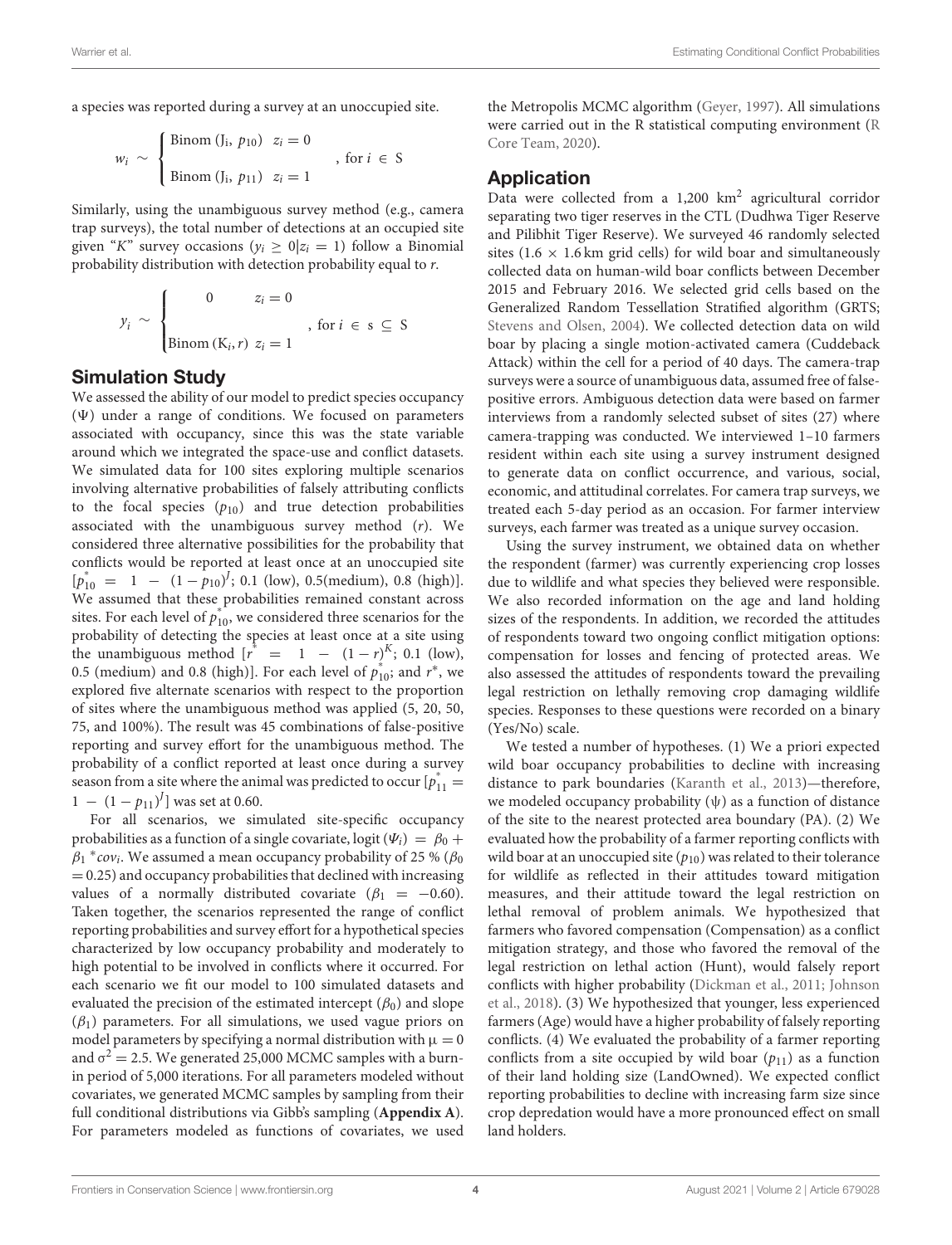a species was reported during a survey at an unoccupied site.

$$w_i \sim \begin{cases} \text{Binom}\left(\text{J}_i,\ p_{10}\right) & z_i = 0 \\ \\ \text{Binom}\left(\text{J}_i,\ p_{11}\right) & z_i = 1 \end{cases}, \text{ for } i \in \text{S}$$

Similarly, using the unambiguous survey method (e.g., camera trap surveys), the total number of detections at an occupied site given "$K$" survey occasions ($y_i \geq 0 | z_i = 1$) follow a Binomial probability distribution with detection probability equal to $r$.

$$y_i \sim \begin{cases} 0 & z_i = 0 \\ \\ \text{Binom}\left(\text{K}_i, r\right) & z_i = 1 \end{cases}, \text{ for } i \in \text{s} \subseteq \text{S}$$

## Simulation Study

We assessed the ability of our model to predict species occupancy ($\Psi$) under a range of conditions. We focused on parameters associated with occupancy, since this was the state variable around which we integrated the space-use and conflict datasets. We simulated data for 100 sites exploring multiple scenarios involving alternative probabilities of falsely attributing conflicts to the focal species ($p_{10}$) and true detection probabilities associated with the unambiguous survey method ($r$). We considered three alternative possibilities for the probability that conflicts would be reported at least once at an unoccupied site [$p^*_{10} = 1 - (1 - p_{10})^J$; 0.1 (low), 0.5(medium), 0.8 (high)]. We assumed that these probabilities remained constant across sites. For each level of $p^*_{10}$, we considered three scenarios for the probability of detecting the species at least once at a site using the unambiguous method [$r^* = 1 - (1 - r)^K$; 0.1 (low), 0.5 (medium) and 0.8 (high)]. For each level of $p^*_{10}$; and $r^*$, we explored five alternate scenarios with respect to the proportion of sites where the unambiguous method was applied (5, 20, 50, 75, and 100%). The result was 45 combinations of false-positive reporting and survey effort for the unambiguous method. The probability of a conflict reported at least once during a survey season from a site where the animal was predicted to occur [$p^*_{11} = 1 - (1 - p_{11})^J$] was set at 0.60.

For all scenarios, we simulated site-specific occupancy probabilities as a function of a single covariate, logit ($\Psi_i$) $= \beta_0 + \beta_1 * cov_i$. We assumed a mean occupancy probability of 25 % ($\beta_0 = 0.25$) and occupancy probabilities that declined with increasing values of a normally distributed covariate ($\beta_1 = -0.60$). Taken together, the scenarios represented the range of conflict reporting probabilities and survey effort for a hypothetical species characterized by low occupancy probability and moderately to high potential to be involved in conflicts where it occurred. For each scenario we fit our model to 100 simulated datasets and evaluated the precision of the estimated intercept ($\beta_0$) and slope ($\beta_1$) parameters. For all simulations, we used vague priors on model parameters by specifying a normal distribution with $\mu = 0$ and $\sigma^2 = 2.5$. We generated 25,000 MCMC samples with a burn-in period of 5,000 iterations. For all parameters modeled without covariates, we generated MCMC samples by sampling from their full conditional distributions via Gibb's sampling (**Appendix A**). For parameters modeled as functions of covariates, we used the Metropolis MCMC algorithm (Geyer, 1997). All simulations were carried out in the R statistical computing environment (R Core Team, 2020).

## Application

Data were collected from a 1,200 km$^2$ agricultural corridor separating two tiger reserves in the CTL (Dudhwa Tiger Reserve and Pilibhit Tiger Reserve). We surveyed 46 randomly selected sites (1.6 × 1.6 km grid cells) for wild boar and simultaneously collected data on human-wild boar conflicts between December 2015 and February 2016. We selected grid cells based on the Generalized Random Tessellation Stratified algorithm (GRTS; Stevens and Olsen, 2004). We collected detection data on wild boar by placing a single motion-activated camera (Cuddeback Attack) within the cell for a period of 40 days. The camera-trap surveys were a source of unambiguous data, assumed free of false-positive errors. Ambiguous detection data were based on farmer interviews from a randomly selected subset of sites (27) where camera-trapping was conducted. We interviewed 1–10 farmers resident within each site using a survey instrument designed to generate data on conflict occurrence, and various, social, economic, and attitudinal correlates. For camera trap surveys, we treated each 5-day period as an occasion. For farmer interview surveys, each farmer was treated as a unique survey occasion.

Using the survey instrument, we obtained data on whether the respondent (farmer) was currently experiencing crop losses due to wildlife and what species they believed were responsible. We also recorded information on the age and land holding sizes of the respondents. In addition, we recorded the attitudes of respondents toward two ongoing conflict mitigation options: compensation for losses and fencing of protected areas. We also assessed the attitudes of respondents toward the prevailing legal restriction on lethally removing crop damaging wildlife species. Responses to these questions were recorded on a binary (Yes/No) scale.

We tested a number of hypotheses. (1) We a priori expected wild boar occupancy probabilities to decline with increasing distance to park boundaries (Karanth et al., 2013)—therefore, we modeled occupancy probability ($\psi$) as a function of distance of the site to the nearest protected area boundary (PA). (2) We evaluated how the probability of a farmer reporting conflicts with wild boar at an unoccupied site ($p_{10}$) was related to their tolerance for wildlife as reflected in their attitudes toward mitigation measures, and their attitude toward the legal restriction on lethal removal of problem animals. We hypothesized that farmers who favored compensation (Compensation) as a conflict mitigation strategy, and those who favored the removal of the legal restriction on lethal action (Hunt), would falsely report conflicts with higher probability (Dickman et al., 2011; Johnson et al., 2018). (3) We hypothesized that younger, less experienced farmers (Age) would have a higher probability of falsely reporting conflicts. (4) We evaluated the probability of a farmer reporting conflicts from a site occupied by wild boar ($p_{11}$) as a function of their land holding size (LandOwned). We expected conflict reporting probabilities to decline with increasing farm size since crop depredation would have a more pronounced effect on small land holders.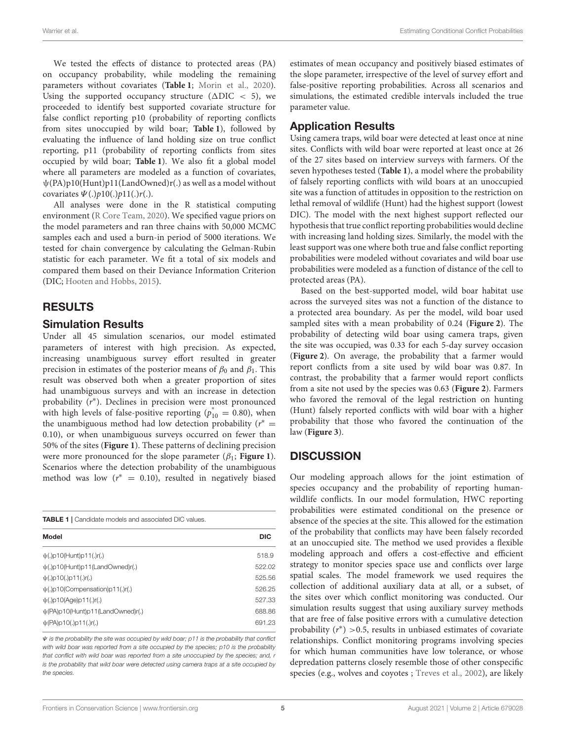We tested the effects of distance to protected areas (PA) on occupancy probability, while modeling the remaining parameters without covariates (**Table 1**; Morin et al., 2020). Using the supported occupancy structure ($\Delta$DIC $< 5$), we proceeded to identify best supported covariate structure for false conflict reporting p10 (probability of reporting conflicts from sites unoccupied by wild boar; **Table 1**), followed by evaluating the influence of land holding size on true conflict reporting, p11 (probability of reporting conflicts from sites occupied by wild boar; **Table 1**). We also fit a global model where all parameters are modeled as a function of covariates, $\psi$(PA)p10(Hunt)p11(LandOwned)r(.) as well as a model without covariates $\Psi(.)p10(.)p11(.)r(.)$.

All analyses were done in the R statistical computing environment (R Core Team, 2020). We specified vague priors on the model parameters and ran three chains with 50,000 MCMC samples each and used a burn-in period of 5000 iterations. We tested for chain convergence by calculating the Gelman-Rubin statistic for each parameter. We fit a total of six models and compared them based on their Deviance Information Criterion (DIC; Hooten and Hobbs, 2015).

## RESULTS

### Simulation Results

Under all 45 simulation scenarios, our model estimated parameters of interest with high precision. As expected, increasing unambiguous survey effort resulted in greater precision in estimates of the posterior means of $\beta_0$ and $\beta_1$. This result was observed both when a greater proportion of sites had unambiguous surveys and with an increase in detection probability ($r^*$). Declines in precision were most pronounced with high levels of false-positive reporting ($p_{10}^* = 0.80$), when the unambiguous method had low detection probability ($r^* = 0.10$), or when unambiguous surveys occurred on fewer than 50% of the sites (**Figure 1**). These patterns of declining precision were more pronounced for the slope parameter ($\beta_1$; **Figure 1**). Scenarios where the detection probability of the unambiguous method was low ($r^* = 0.10$), resulted in negatively biased estimates of mean occupancy and positively biased estimates of the slope parameter, irrespective of the level of survey effort and false-positive reporting probabilities. Across all scenarios and simulations, the estimated credible intervals included the true parameter value.

**TABLE 1** | Candidate models and associated DIC values.

| Model | DIC |
|---|---|
| $\psi$(.)p10(Hunt)p11(.)r(.) | 518.9 |
| $\psi$(.)p10(Hunt)p11(LandOwned)r(.) | 522.02 |
| $\psi$(.)p10(.)p11(.)r(.) | 525.56 |
| $\psi$(.)p10(Compensation)p11(.)r(.) | 526.25 |
| $\psi$(.)p10(Age)p11(.)r(.) | 527.33 |
| $\psi$(PA)p10(Hunt)p11(LandOwned)r(.) | 688.86 |
| $\psi$(PA)p10(.)p11(.)r(.) | 691.23 |

*Ψ is the probability the site was occupied by wild boar; p11 is the probability that conflict with wild boar was reported from a site occupied by the species; p10 is the probability that conflict with wild boar was reported from a site unoccupied by the species; and, r is the probability that wild boar were detected using camera traps at a site occupied by the species.*

### Application Results

Using camera traps, wild boar were detected at least once at nine sites. Conflicts with wild boar were reported at least once at 26 of the 27 sites based on interview surveys with farmers. Of the seven hypotheses tested (**Table 1**), a model where the probability of falsely reporting conflicts with wild boars at an unoccupied site was a function of attitudes in opposition to the restriction on lethal removal of wildlife (Hunt) had the highest support (lowest DIC). The model with the next highest support reflected our hypothesis that true conflict reporting probabilities would decline with increasing land holding sizes. Similarly, the model with the least support was one where both true and false conflict reporting probabilities were modeled without covariates and wild boar use probabilities were modeled as a function of distance of the cell to protected areas (PA).

Based on the best-supported model, wild boar habitat use across the surveyed sites was not a function of the distance to a protected area boundary. As per the model, wild boar used sampled sites with a mean probability of 0.24 (**Figure 2**). The probability of detecting wild boar using camera traps, given the site was occupied, was 0.33 for each 5-day survey occasion (**Figure 2**). On average, the probability that a farmer would report conflicts from a site used by wild boar was 0.87. In contrast, the probability that a farmer would report conflicts from a site not used by the species was 0.63 (**Figure 2**). Farmers who favored the removal of the legal restriction on hunting (Hunt) falsely reported conflicts with wild boar with a higher probability that those who favored the continuation of the law (**Figure 3**).

## DISCUSSION

Our modeling approach allows for the joint estimation of species occupancy and the probability of reporting human-wildlife conflicts. In our model formulation, HWC reporting probabilities were estimated conditional on the presence or absence of the species at the site. This allowed for the estimation of the probability that conflicts may have been falsely recorded at an unoccupied site. The method we used provides a flexible modeling approach and offers a cost-effective and efficient strategy to monitor species space use and conflicts over large spatial scales. The model framework we used requires the collection of additional auxiliary data at all, or a subset, of the sites over which conflict monitoring was conducted. Our simulation results suggest that using auxiliary survey methods that are free of false positive errors with a cumulative detection probability ($r^*$) $>0.5$, results in unbiased estimates of covariate relationships. Conflict monitoring programs involving species for which human communities have low tolerance, or whose depredation patterns closely resemble those of other conspecific species (e.g., wolves and coyotes ; Treves et al., 2002), are likely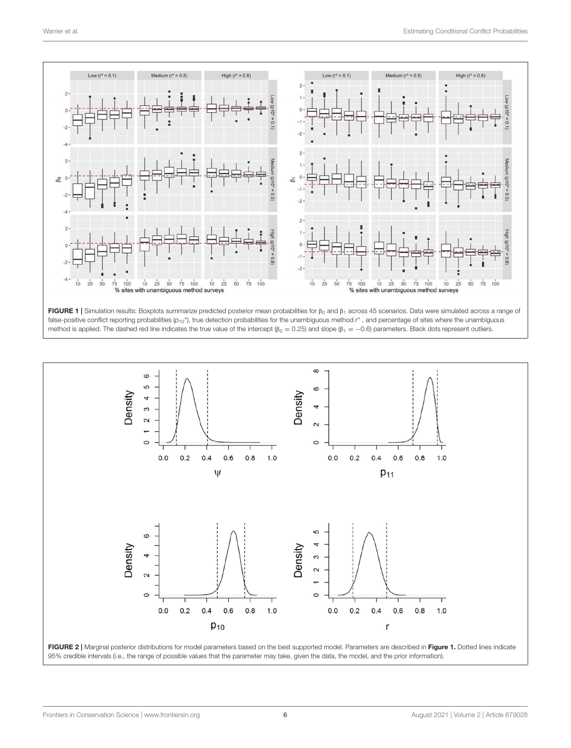**FIGURE 1 |** Simulation results: Boxplots summarize predicted posterior mean probabilities for $\beta_0$ and $\beta_1$ across 45 scenarios. Data were simulated across a range of false-positive conflict reporting probabilities ($p_{10}$*), true detection probabilities for the unambiguous method $r^*$, and percentage of sites where the unambiguous method is applied. The dashed red line indicates the true value of the intercept ($\beta_0 = 0.25$) and slope ($\beta_1 = -0.6$) parameters. Black dots represent outliers.

**FIGURE 2 |** Marginal posterior distributions for model parameters based on the best supported model. Parameters are described in **Figure 1.** Dotted lines indicate 95% credible intervals (i.e., the range of possible values that the parameter may take, given the data, the model, and the prior information).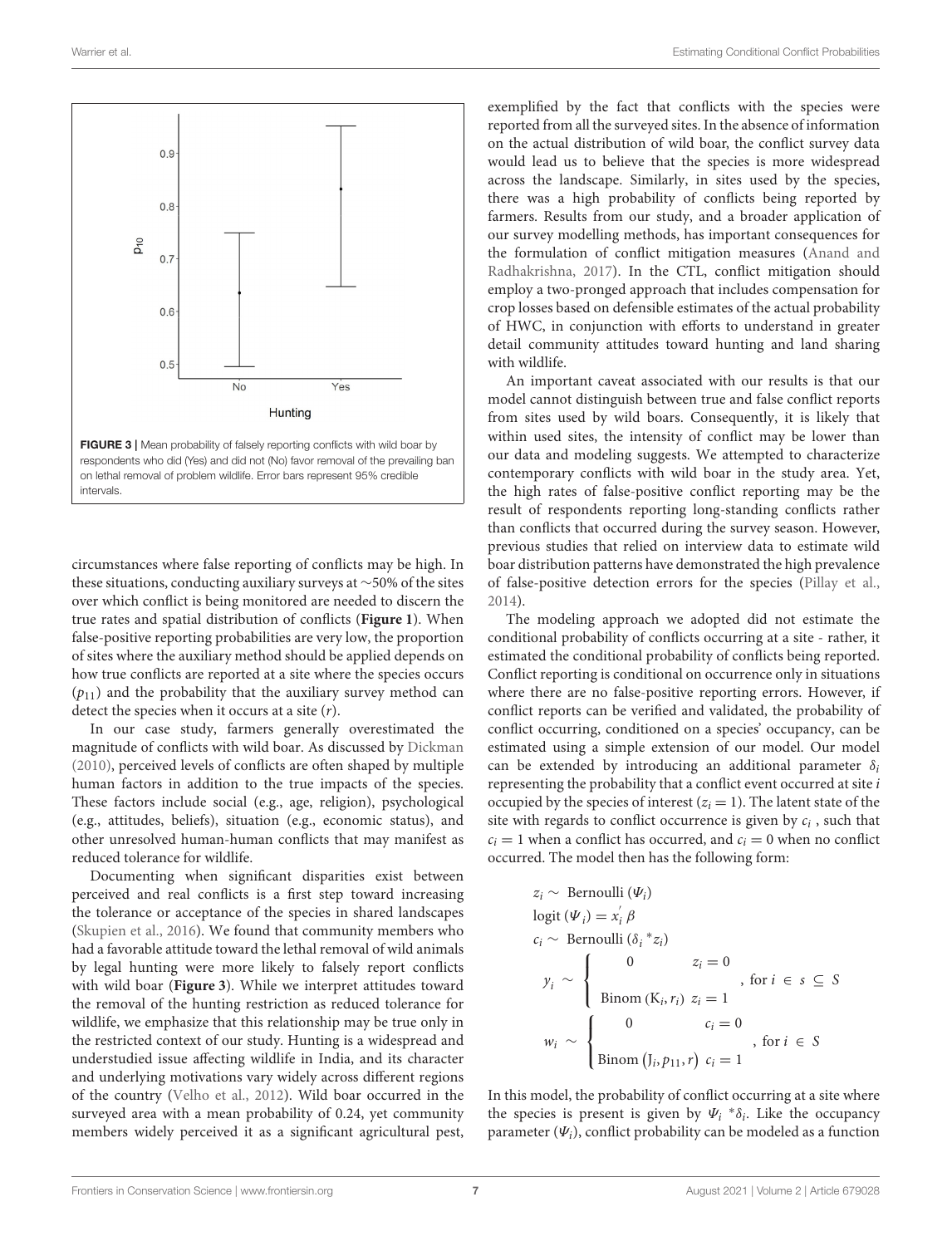FIGURE 3 | Mean probability of falsely reporting conflicts with wild boar by respondents who did (Yes) and did not (No) favor removal of the prevailing ban on lethal removal of problem wildlife. Error bars represent 95% credible intervals.

circumstances where false reporting of conflicts may be high. In these situations, conducting auxiliary surveys at ~50% of the sites over which conflict is being monitored are needed to discern the true rates and spatial distribution of conflicts (**Figure 1**). When false-positive reporting probabilities are very low, the proportion of sites where the auxiliary method should be applied depends on how true conflicts are reported at a site where the species occurs ($p_{11}$) and the probability that the auxiliary survey method can detect the species when it occurs at a site ($r$).

In our case study, farmers generally overestimated the magnitude of conflicts with wild boar. As discussed by Dickman (2010), perceived levels of conflicts are often shaped by multiple human factors in addition to the true impacts of the species. These factors include social (e.g., age, religion), psychological (e.g., attitudes, beliefs), situation (e.g., economic status), and other unresolved human-human conflicts that may manifest as reduced tolerance for wildlife.

Documenting when significant disparities exist between perceived and real conflicts is a first step toward increasing the tolerance or acceptance of the species in shared landscapes (Skupien et al., 2016). We found that community members who had a favorable attitude toward the lethal removal of wild animals by legal hunting were more likely to falsely report conflicts with wild boar (**Figure 3**). While we interpret attitudes toward the removal of the hunting restriction as reduced tolerance for wildlife, we emphasize that this relationship may be true only in the restricted context of our study. Hunting is a widespread and understudied issue affecting wildlife in India, and its character and underlying motivations vary widely across different regions of the country (Velho et al., 2012). Wild boar occurred in the surveyed area with a mean probability of 0.24, yet community members widely perceived it as a significant agricultural pest, exemplified by the fact that conflicts with the species were reported from all the surveyed sites. In the absence of information on the actual distribution of wild boar, the conflict survey data would lead us to believe that the species is more widespread across the landscape. Similarly, in sites used by the species, there was a high probability of conflicts being reported by farmers. Results from our study, and a broader application of our survey modelling methods, has important consequences for the formulation of conflict mitigation measures (Anand and Radhakrishna, 2017). In the CTL, conflict mitigation should employ a two-pronged approach that includes compensation for crop losses based on defensible estimates of the actual probability of HWC, in conjunction with efforts to understand in greater detail community attitudes toward hunting and land sharing with wildlife.

An important caveat associated with our results is that our model cannot distinguish between true and false conflict reports from sites used by wild boars. Consequently, it is likely that within used sites, the intensity of conflict may be lower than our data and modeling suggests. We attempted to characterize contemporary conflicts with wild boar in the study area. Yet, the high rates of false-positive conflict reporting may be the result of respondents reporting long-standing conflicts rather than conflicts that occurred during the survey season. However, previous studies that relied on interview data to estimate wild boar distribution patterns have demonstrated the high prevalence of false-positive detection errors for the species (Pillay et al., 2014).

The modeling approach we adopted did not estimate the conditional probability of conflicts occurring at a site - rather, it estimated the conditional probability of conflicts being reported. Conflict reporting is conditional on occurrence only in situations where there are no false-positive reporting errors. However, if conflict reports can be verified and validated, the probability of conflict occurring, conditioned on a species' occupancy, can be estimated using a simple extension of our model. Our model can be extended by introducing an additional parameter $\delta_i$ representing the probability that a conflict event occurred at site $i$ occupied by the species of interest ($z_i = 1$). The latent state of the site with regards to conflict occurrence is given by $c_i$, such that $c_i = 1$ when a conflict has occurred, and $c_i = 0$ when no conflict occurred. The model then has the following form:

$$z_i \sim \text{Bernoulli}\,(\Psi_i)$$

$$\text{logit}\,(\Psi_i) = x_i^{'}\beta$$

$$c_i \sim \text{Bernoulli}\,(\delta_i * z_i)$$

$$y_i \sim \begin{cases} 0 & z_i = 0 \\ \text{Binom}\,(\text{K}_i, r_i) & z_i = 1 \end{cases}, \text{ for } i \in s \subseteq S$$

$$w_i \sim \begin{cases} 0 & c_i = 0 \\ \text{Binom}\,(\text{J}_i, p_{11}, r) & c_i = 1 \end{cases}, \text{ for } i \in S$$

In this model, the probability of conflict occurring at a site where the species is present is given by $\Psi_i * \delta_i$. Like the occupancy parameter ($\Psi_i$), conflict probability can be modeled as a function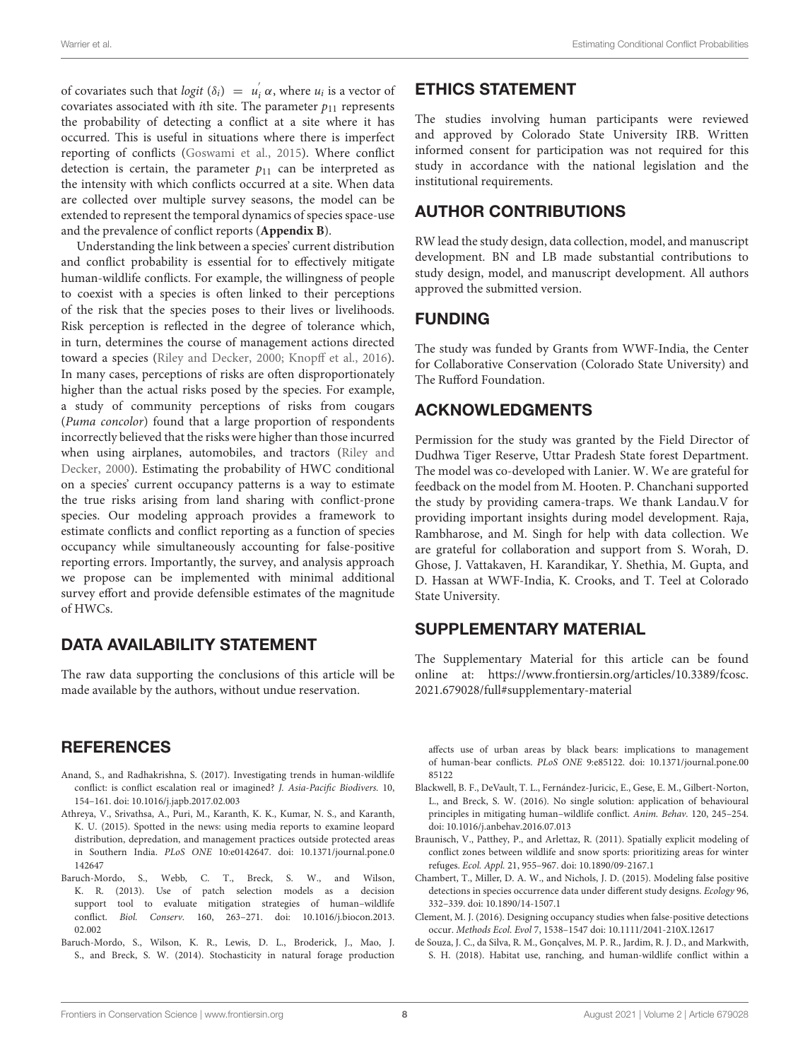of covariates such that $logit(\delta_i) = u_i^{'}\alpha$, where $u_i$ is a vector of covariates associated with *i*th site. The parameter $p_{11}$ represents the probability of detecting a conflict at a site where it has occurred. This is useful in situations where there is imperfect reporting of conflicts (Goswami et al., 2015). Where conflict detection is certain, the parameter $p_{11}$ can be interpreted as the intensity with which conflicts occurred at a site. When data are collected over multiple survey seasons, the model can be extended to represent the temporal dynamics of species space-use and the prevalence of conflict reports (**Appendix B**).

Understanding the link between a species' current distribution and conflict probability is essential for to effectively mitigate human-wildlife conflicts. For example, the willingness of people to coexist with a species is often linked to their perceptions of the risk that the species poses to their lives or livelihoods. Risk perception is reflected in the degree of tolerance which, in turn, determines the course of management actions directed toward a species (Riley and Decker, 2000; Knopff et al., 2016). In many cases, perceptions of risks are often disproportionately higher than the actual risks posed by the species. For example, a study of community perceptions of risks from cougars (*Puma concolor*) found that a large proportion of respondents incorrectly believed that the risks were higher than those incurred when using airplanes, automobiles, and tractors (Riley and Decker, 2000). Estimating the probability of HWC conditional on a species' current occupancy patterns is a way to estimate the true risks arising from land sharing with conflict-prone species. Our modeling approach provides a framework to estimate conflicts and conflict reporting as a function of species occupancy while simultaneously accounting for false-positive reporting errors. Importantly, the survey, and analysis approach we propose can be implemented with minimal additional survey effort and provide defensible estimates of the magnitude of HWCs.

## DATA AVAILABILITY STATEMENT

The raw data supporting the conclusions of this article will be made available by the authors, without undue reservation.

## ETHICS STATEMENT

The studies involving human participants were reviewed and approved by Colorado State University IRB. Written informed consent for participation was not required for this study in accordance with the national legislation and the institutional requirements.

## AUTHOR CONTRIBUTIONS

RW lead the study design, data collection, model, and manuscript development. BN and LB made substantial contributions to study design, model, and manuscript development. All authors approved the submitted version.

## FUNDING

The study was funded by Grants from WWF-India, the Center for Collaborative Conservation (Colorado State University) and The Rufford Foundation.

## ACKNOWLEDGMENTS

Permission for the study was granted by the Field Director of Dudhwa Tiger Reserve, Uttar Pradesh State forest Department. The model was co-developed with Lanier. W. We are grateful for feedback on the model from M. Hooten. P. Chanchani supported the study by providing camera-traps. We thank Landau.V for providing important insights during model development. Raja, Rambharose, and M. Singh for help with data collection. We are grateful for collaboration and support from S. Worah, D. Ghose, J. Vattakaven, H. Karandikar, Y. Shethia, M. Gupta, and D. Hassan at WWF-India, K. Crooks, and T. Teel at Colorado State University.

## SUPPLEMENTARY MATERIAL

The Supplementary Material for this article can be found online at: https://www.frontiersin.org/articles/10.3389/fcosc.2021.679028/full#supplementary-material

## REFERENCES

Anand, S., and Radhakrishna, S. (2017). Investigating trends in human-wildlife conflict: is conflict escalation real or imagined? *J. Asia-Pacific Biodivers.* 10, 154–161. doi: 10.1016/j.japb.2017.02.003

Athreya, V., Srivathsa, A., Puri, M., Karanth, K. K., Kumar, N. S., and Karanth, K. U. (2015). Spotted in the news: using media reports to examine leopard distribution, depredation, and management practices outside protected areas in Southern India. *PLoS ONE* 10:e0142647. doi: 10.1371/journal.pone.0142647

Baruch-Mordo, S., Webb, C. T., Breck, S. W., and Wilson, K. R. (2013). Use of patch selection models as a decision support tool to evaluate mitigation strategies of human–wildlife conflict. *Biol. Conserv*. 160, 263–271. doi: 10.1016/j.biocon.2013.02.002

Baruch-Mordo, S., Wilson, K. R., Lewis, D. L., Broderick, J., Mao, J. S., and Breck, S. W. (2014). Stochasticity in natural forage production affects use of urban areas by black bears: implications to management of human-bear conflicts. *PLoS ONE* 9:e85122. doi: 10.1371/journal.pone.0085122

Blackwell, B. F., DeVault, T. L., Fernández-Juricic, E., Gese, E. M., Gilbert-Norton, L., and Breck, S. W. (2016). No single solution: application of behavioural principles in mitigating human–wildlife conflict. *Anim. Behav.* 120, 245–254. doi: 10.1016/j.anbehav.2016.07.013

Braunisch, V., Patthey, P., and Arlettaz, R. (2011). Spatially explicit modeling of conflict zones between wildlife and snow sports: prioritizing areas for winter refuges. *Ecol. Appl.* 21, 955–967. doi: 10.1890/09-2167.1

Chambert, T., Miller, D. A. W., and Nichols, J. D. (2015). Modeling false positive detections in species occurrence data under different study designs. *Ecology* 96, 332–339. doi: 10.1890/14-1507.1

Clement, M. J. (2016). Designing occupancy studies when false-positive detections occur. *Methods Ecol. Evol* 7, 1538–1547 doi: 10.1111/2041-210X.12617

de Souza, J. C., da Silva, R. M., Gonçalves, M. P. R., Jardim, R. J. D., and Markwith, S. H. (2018). Habitat use, ranching, and human-wildlife conflict within a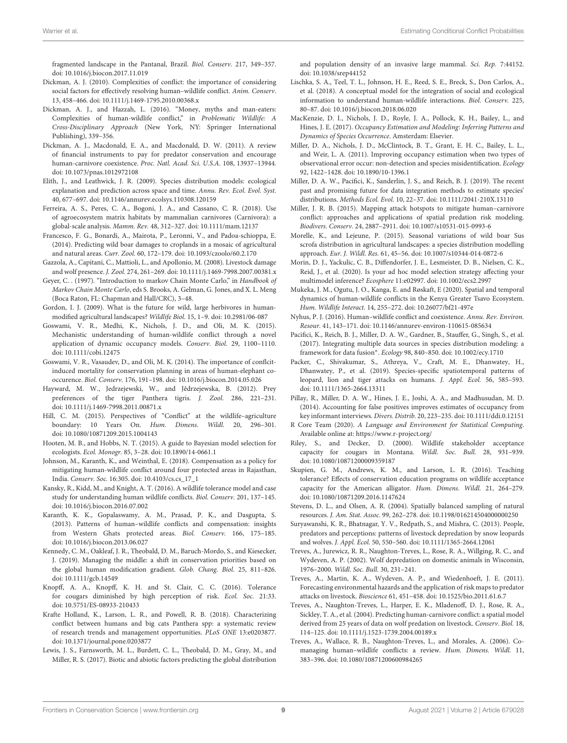fragmented landscape in the Pantanal, Brazil. *Biol. Conserv.* 217, 349–357. doi: 10.1016/j.biocon.2017.11.019

Dickman, A. J. (2010). Complexities of conflict: the importance of considering social factors for effectively resolving human–wildlife conflict. *Anim. Conserv.* 13, 458–466. doi: 10.1111/j.1469-1795.2010.00368.x

Dickman, A. J., and Hazzah, L. (2016). "Money, myths and man-eaters: Complexities of human-wildlife conflict," in *Problematic Wildlife: A Cross-Disciplinary Approach* (New York, NY: Springer International Publishing), 339–356.

Dickman, A. J., Macdonald, E. A., and Macdonald, D. W. (2011). A review of financial instruments to pay for predator conservation and encourage human-carnivore coexistence. *Proc. Natl. Acad. Sci. U.S.A.* 108, 13937–13944. doi: 10.1073/pnas.1012972108

Elith, J., and Leathwick, J. R. (2009). Species distribution models: ecological explanation and prediction across space and time. *Annu. Rev. Ecol. Evol. Syst.* 40, 677–697. doi: 10.1146/annurev.ecolsys.110308.120159

Ferreira, A. S., Peres, C. A., Bogoni, J. A., and Cassano, C. R. (2018). Use of agroecosystem matrix habitats by mammalian carnivores (Carnivora): a global-scale analysis. *Mamm. Rev.* 48, 312–327. doi: 10.1111/mam.12137

Francesco, F. G., Bonardi, A., Mairota, P., Leronni, V., and Padoa-schioppa, E. (2014). Predicting wild boar damages to croplands in a mosaic of agricultural and natural areas. *Curr. Zool.* 60, 172–179. doi: 10.1093/czoolo/60.2.170

Gazzola, A., Capitani, C., Mattioli, L., and Apollonio, M. (2008). Livestock damage and wolf presence. *J. Zool.* 274, 261–269. doi: 10.1111/j.1469-7998.2007.00381.x

Geyer, C. . (1997). "Introduction to markov Chain Monte Carlo," in *Handbook of Markov Chain Monte Carlo*, eds S. Brooks, A. Gelman, G. Jones, and X. L. Meng (Boca Raton, FL: Chapman and Hall/CRC), 3–48.

Gordon, I. J. (2009). What is the future for wild, large herbivores in human-modified agricultural landscapes? *Wildlife Biol.* 15, 1–9. doi: 10.2981/06-087

Goswami, V. R., Medhi, K., Nichols, J. D., and Oli, M. K. (2015). Mechanistic understanding of human-wildlife conflict through a novel application of dynamic occupancy models. *Conserv. Biol.* 29, 1100–1110. doi: 10.1111/cobi.12475

Goswami, V. R., Vasaudev, D., and Oli, M. K. (2014). The importance of conflcit-induced mortality for conservation planning in areas of human-elephant co-occurence. *Biol. Conserv.* 176, 191–198. doi: 10.1016/j.biocon.2014.05.026

Hayward, M. W., Jedrzejewski, W., and Jêdrzejewska, B. (2012). Prey preferences of the tiger Panthera tigris. *J. Zool.* 286, 221–231. doi: 10.1111/j.1469-7998.2011.00871.x

Hill, C. M. (2015). Perspectives of "Conflict" at the wildlife–agriculture boundary: 10 Years On. *Hum. Dimens. Wildl.* 20, 296–301. doi: 10.1080/10871209.2015.1004143

Hooten, M. B., and Hobbs, N. T. (2015). A guide to Bayesian model selection for ecologists. *Ecol. Monogr.* 85, 3–28. doi: 10.1890/14-0661.1

Johnson, M., Karanth, K., and Weinthal, E. (2018). Compensation as a policy for mitigating human-wildlife conflict around four protected areas in Rajasthan, India. *Conserv. Soc.* 16:305. doi: 10.4103/cs.cs_17_1

Kansky, R., Kidd, M., and Knight, A. T. (2016). A wildlife tolerance model and case study for understanding human wildlife conflicts. *Biol. Conserv.* 201, 137–145. doi: 10.1016/j.biocon.2016.07.002

Karanth, K. K., Gopalaswamy, A. M., Prasad, P. K., and Dasgupta, S. (2013). Patterns of human–wildlife conflicts and compensation: insights from Western Ghats protected areas. *Biol. Conserv.* 166, 175–185. doi: 10.1016/j.biocon.2013.06.027

Kennedy, C. M., Oakleaf, J. R., Theobald, D. M., Baruch-Mordo, S., and Kiesecker, J. (2019). Managing the middle: a shift in conservation priorities based on the global human modification gradient. *Glob. Chang. Biol.* 25, 811–826. doi: 10.1111/gcb.14549

Knopff, A. A., Knopff, K. H. and St. Clair, C. C. (2016). Tolerance for cougars diminished by high perception of risk. *Ecol. Soc.* 21:33. doi: 10.5751/ES-08933-210433

Krafte Holland, K., Larson, L. R., and Powell, R. B. (2018). Characterizing conflict between humans and big cats Panthera spp: a systematic review of research trends and management opportunities. *PLoS ONE* 13:e0203877. doi: 10.1371/journal.pone.0203877

Lewis, J. S., Farnsworth, M. L., Burdett, C. L., Theobald, D. M., Gray, M., and Miller, R. S. (2017). Biotic and abiotic factors predicting the global distribution and population density of an invasive large mammal. *Sci. Rep.* 7:44152. doi: 10.1038/srep44152

Lischka, S. A., Teel, T. L., Johnson, H. E., Reed, S. E., Breck, S., Don Carlos, A., et al. (2018). A conceptual model for the integration of social and ecological information to understand human-wildlife interactions. *Biol. Conserv.* 225, 80–87. doi: 10.1016/j.biocon.2018.06.020

MacKenzie, D. I., Nichols, J. D., Royle, J. A., Pollock, K. H., Bailey, L., and Hines, J. E. (2017). *Occupancy Estimation and Modeling: Inferring Patterns and Dynamics of Species Occurrence*. Amsterdam: Elsevier.

Miller, D. A., Nichols, J. D., McClintock, B. T., Grant, E. H. C., Bailey, L. L., and Weir, L. A. (2011). Improving occupancy estimation when two types of observational error occur: non-detection and species misidentification. *Ecology* 92, 1422–1428. doi: 10.1890/10-1396.1

Miller, D. A. W., Pacifici, K., Sanderlin, J. S., and Reich, B. J. (2019). The recent past and promising future for data integration methods to estimate species' distributions. *Methods Ecol. Evol.* 10, 22–37. doi: 10.1111/2041-210X.13110

Miller, J. R. B. (2015). Mapping attack hotspots to mitigate human–carnivore conflict: approaches and applications of spatial predation risk modeling. *Biodivers. Conserv.* 24, 2887–2911. doi: 10.1007/s10531-015-0993-6

Morelle, K., and Lejeune, P. (2015). Seasonal variations of wild boar Sus scrofa distribution in agricultural landscapes: a species distribution modelling approach. *Eur. J. Wildl. Res.* 61, 45–56. doi: 10.1007/s10344-014-0872-6

Morin, D. J., Yackulic, C. B., Diffendorfer, J. E., Lesmeister, D. B., Nielsen, C. K., Reid, J., et al. (2020). Is your ad hoc model selection strategy affecting your multimodel inference? *Ecosphere* 11:e02997. doi: 10.1002/ecs2.2997

Mukeka, J. M., Ogutu, J. O., Kanga, E. and Røskaft, E (2020). Spatial and temporal dynamics of human-wildlife conflicts in the Kenya Greater Tsavo Ecosystem. *Hum. Wildlife Interact.* 14, 255–272. doi: 10.26077/bf21-497e

Nyhus, P. J. (2016). Human–wildlife conflict and coexistence. *Annu. Rev. Environ. Resour.* 41, 143–171. doi: 10.1146/annurev-environ-110615-085634

Pacifici, K., Reich, B. J., Miller, D. A. W., Gardner, B., Stauffer, G., Singh, S., et al. (2017). Integrating multiple data sources in species distribution modeling: a framework for data fusion*. *Ecology* 98, 840–850. doi: 10.1002/ecy.1710

Packer, C., Shivakumar, S., Athreya, V., Craft, M. E., Dhanwatey, H., Dhanwatey, P., et al. (2019). Species-specific spatiotemporal patterns of leopard, lion and tiger attacks on humans. *J. Appl. Ecol.* 56, 585–593. doi: 10.1111/1365-2664.13311

Pillay, R., Miller, D. A. W., Hines, J. E., Joshi, A. A., and Madhusudan, M. D. (2014). Accounting for false positives improves estimates of occupancy from key informant interviews. *Divers. Distrib.* 20, 223–235. doi: 10.1111/ddi.0.12151

R Core Team (2020). *A Language and Environment for Statistical Computing*. Available online at: https://www.r-project.org/

Riley, S., and Decker, D. (2000). Wildlife stakeholder acceptance capacity for cougars in Montana. *Wildl. Soc. Bull.* 28, 931–939. doi: 10.1080/10871200009359187

Skupien, G. M., Andrews, K. M., and Larson, L. R. (2016). Teaching tolerance? Effects of conservation education programs on wildlife acceptance capacity for the American alligator. *Hum. Dimens. Wildl.* 21, 264–279. doi: 10.1080/10871209.2016.1147624

Stevens, D. L., and Olsen, A. R. (2004). Spatially balanced sampling of natural resources. *J. Am. Stat. Assoc.* 99, 262–278. doi: 10.1198/016214504000000250

Suryawanshi, K. R., Bhatnagar, Y. V., Redpath, S., and Mishra, C. (2013). People, predators and perceptions: patterns of livestock depredation by snow leopards and wolves. *J. Appl. Ecol.* 50, 550–560. doi: 10.1111/1365-2664.12061

Treves, A., Jurewicz, R. R., Naughton-Treves, L., Rose, R. A., Willging, R. C., and Wydeven, A. P. (2002). Wolf depredation on domestic animals in Wisconsin, 1976–2000. *Wildl. Soc. Bull.* 30, 231–241.

Treves, A., Martin, K. A., Wydeven, A. P., and Wiedenhoeft, J. E. (2011). Forecasting environmental hazards and the application of risk maps to predator attacks on livestock. *Bioscience* 61, 451–458. doi: 10.1525/bio.2011.61.6.7

Treves, A., Naughton-Treves, L., Harper, E. K., Mladenoff, D. J., Rose, R. A., Sickley, T. A., et al. (2004). Predicting human-carnivore conflict: a spatial model derived from 25 years of data on wolf predation on livestock. *Conserv. Biol.* 18, 114–125. doi: 10.1111/j.1523-1739.2004.00189.x

Treves, A., Wallace, R. B., Naughton-Treves, L., and Morales, A. (2006). Co-managing human–wildlife conflicts: a review. *Hum. Dimens. Wildl.* 11, 383–396. doi: 10.1080/10871200600984265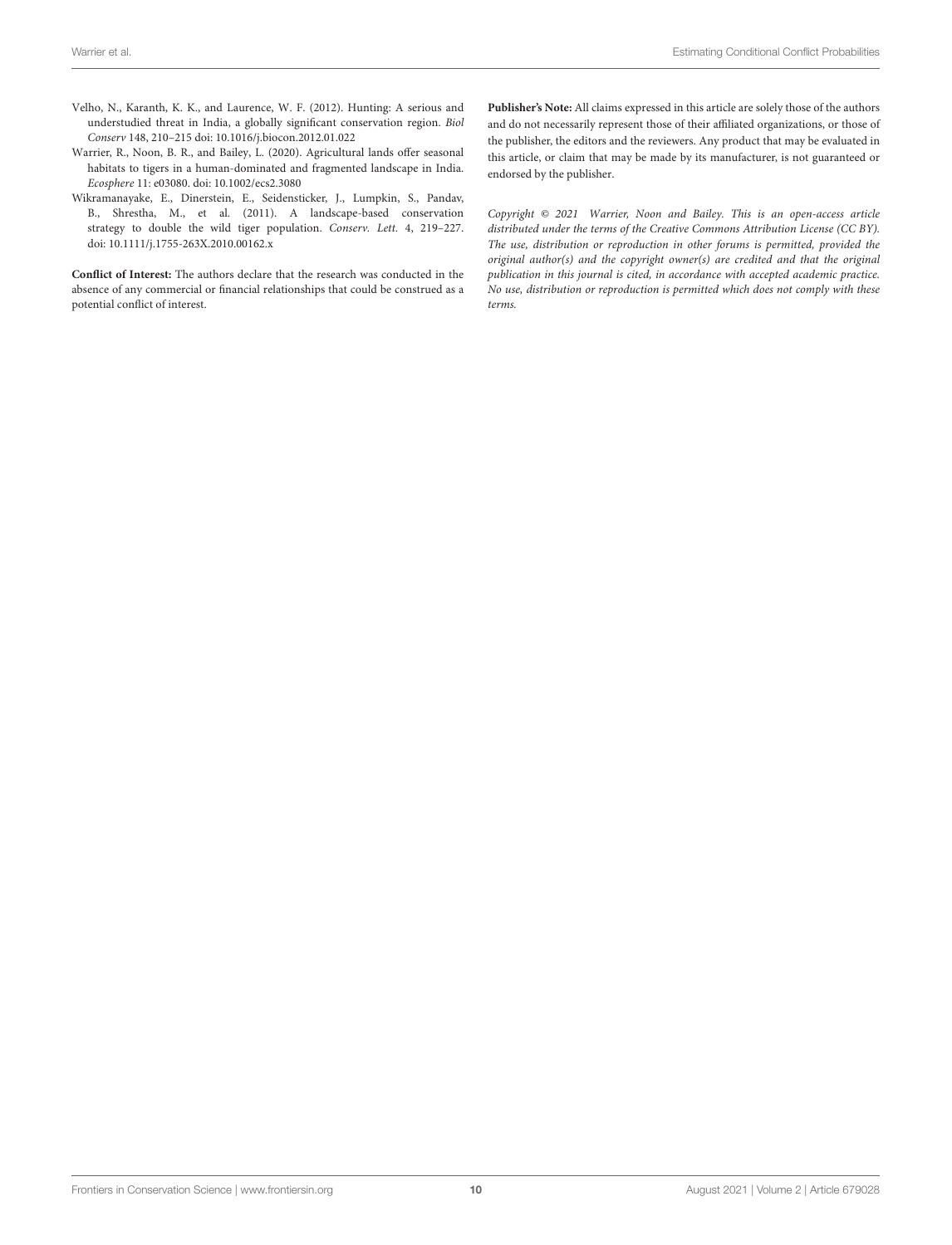Velho, N., Karanth, K. K., and Laurence, W. F. (2012). Hunting: A serious and understudied threat in India, a globally significant conservation region. *Biol Conserv* 148, 210–215 doi: 10.1016/j.biocon.2012.01.022

Warrier, R., Noon, B. R., and Bailey, L. (2020). Agricultural lands offer seasonal habitats to tigers in a human-dominated and fragmented landscape in India. *Ecosphere* 11: e03080. doi: 10.1002/ecs2.3080

Wikramanayake, E., Dinerstein, E., Seidensticker, J., Lumpkin, S., Pandav, B., Shrestha, M., et al. (2011). A landscape-based conservation strategy to double the wild tiger population. *Conserv. Lett.* 4, 219–227. doi: 10.1111/j.1755-263X.2010.00162.x

**Conflict of Interest:** The authors declare that the research was conducted in the absence of any commercial or financial relationships that could be construed as a potential conflict of interest.

**Publisher's Note:** All claims expressed in this article are solely those of the authors and do not necessarily represent those of their affiliated organizations, or those of the publisher, the editors and the reviewers. Any product that may be evaluated in this article, or claim that may be made by its manufacturer, is not guaranteed or endorsed by the publisher.

*Copyright © 2021 Warrier, Noon and Bailey. This is an open-access article distributed under the terms of the Creative Commons Attribution License (CC BY). The use, distribution or reproduction in other forums is permitted, provided the original author(s) and the copyright owner(s) are credited and that the original publication in this journal is cited, in accordance with accepted academic practice. No use, distribution or reproduction is permitted which does not comply with these terms.*